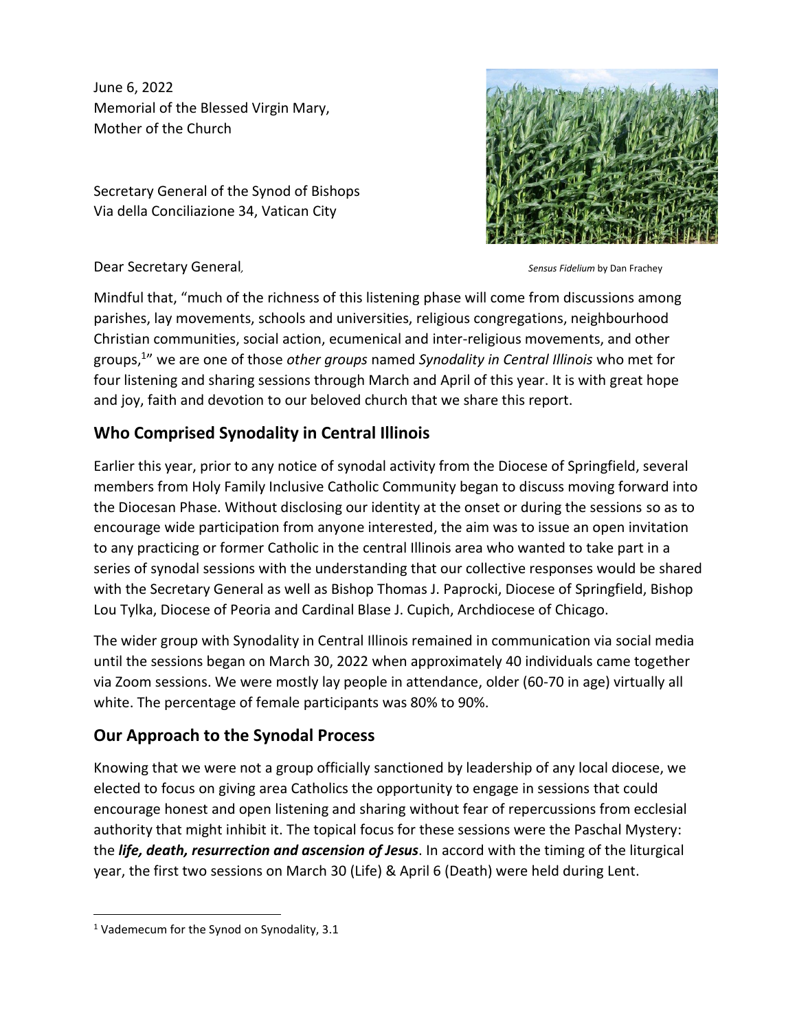June 6, 2022
Memorial of the Blessed Virgin Mary,
Mother of the Church

Secretary General of the Synod of Bishops
Via della Conciliazione 34, Vatican City

*Sensus Fidelium* by Dan Frachey

Dear Secretary General,

Mindful that, "much of the richness of this listening phase will come from discussions among parishes, lay movements, schools and universities, religious congregations, neighbourhood Christian communities, social action, ecumenical and inter-religious movements, and other groups,[1]" we are one of those *other groups* named *Synodality in Central Illinois* who met for four listening and sharing sessions through March and April of this year. It is with great hope and joy, faith and devotion to our beloved church that we share this report.

## Who Comprised Synodality in Central Illinois

Earlier this year, prior to any notice of synodal activity from the Diocese of Springfield, several members from Holy Family Inclusive Catholic Community began to discuss moving forward into the Diocesan Phase. Without disclosing our identity at the onset or during the sessions so as to encourage wide participation from anyone interested, the aim was to issue an open invitation to any practicing or former Catholic in the central Illinois area who wanted to take part in a series of synodal sessions with the understanding that our collective responses would be shared with the Secretary General as well as Bishop Thomas J. Paprocki, Diocese of Springfield, Bishop Lou Tylka, Diocese of Peoria and Cardinal Blase J. Cupich, Archdiocese of Chicago.

The wider group with Synodality in Central Illinois remained in communication via social media until the sessions began on March 30, 2022 when approximately 40 individuals came together via Zoom sessions. We were mostly lay people in attendance, older (60-70 in age) virtually all white. The percentage of female participants was 80% to 90%.

## Our Approach to the Synodal Process

Knowing that we were not a group officially sanctioned by leadership of any local diocese, we elected to focus on giving area Catholics the opportunity to engage in sessions that could encourage honest and open listening and sharing without fear of repercussions from ecclesial authority that might inhibit it. The topical focus for these sessions were the Paschal Mystery: the ***life, death, resurrection and ascension of Jesus***. In accord with the timing of the liturgical year, the first two sessions on March 30 (Life) & April 6 (Death) were held during Lent.

[1] Vademecum for the Synod on Synodality, 3.1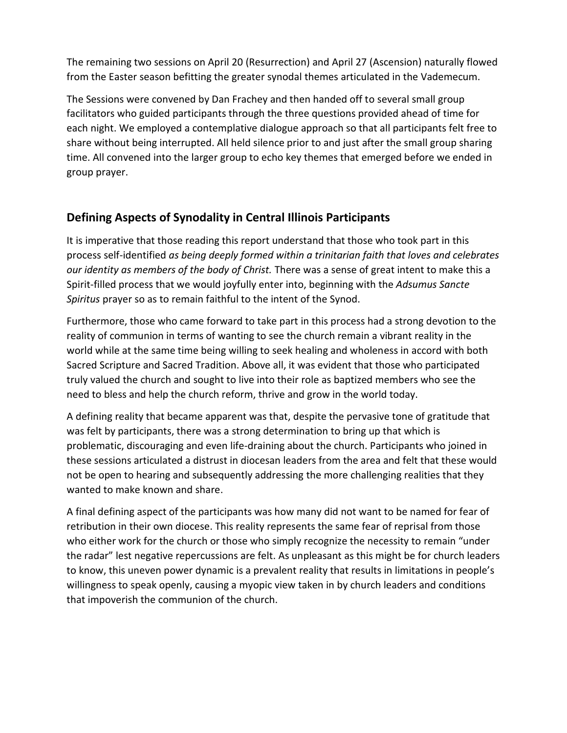The remaining two sessions on April 20 (Resurrection) and April 27 (Ascension) naturally flowed from the Easter season befitting the greater synodal themes articulated in the Vademecum.

The Sessions were convened by Dan Frachey and then handed off to several small group facilitators who guided participants through the three questions provided ahead of time for each night. We employed a contemplative dialogue approach so that all participants felt free to share without being interrupted. All held silence prior to and just after the small group sharing time. All convened into the larger group to echo key themes that emerged before we ended in group prayer.

## Defining Aspects of Synodality in Central Illinois Participants

It is imperative that those reading this report understand that those who took part in this process self-identified *as being deeply formed within a trinitarian faith that loves and celebrates our identity as members of the body of Christ.* There was a sense of great intent to make this a Spirit-filled process that we would joyfully enter into, beginning with the *Adsumus Sancte Spiritus* prayer so as to remain faithful to the intent of the Synod.

Furthermore, those who came forward to take part in this process had a strong devotion to the reality of communion in terms of wanting to see the church remain a vibrant reality in the world while at the same time being willing to seek healing and wholeness in accord with both Sacred Scripture and Sacred Tradition. Above all, it was evident that those who participated truly valued the church and sought to live into their role as baptized members who see the need to bless and help the church reform, thrive and grow in the world today.

A defining reality that became apparent was that, despite the pervasive tone of gratitude that was felt by participants, there was a strong determination to bring up that which is problematic, discouraging and even life-draining about the church. Participants who joined in these sessions articulated a distrust in diocesan leaders from the area and felt that these would not be open to hearing and subsequently addressing the more challenging realities that they wanted to make known and share.

A final defining aspect of the participants was how many did not want to be named for fear of retribution in their own diocese. This reality represents the same fear of reprisal from those who either work for the church or those who simply recognize the necessity to remain "under the radar" lest negative repercussions are felt. As unpleasant as this might be for church leaders to know, this uneven power dynamic is a prevalent reality that results in limitations in people's willingness to speak openly, causing a myopic view taken in by church leaders and conditions that impoverish the communion of the church.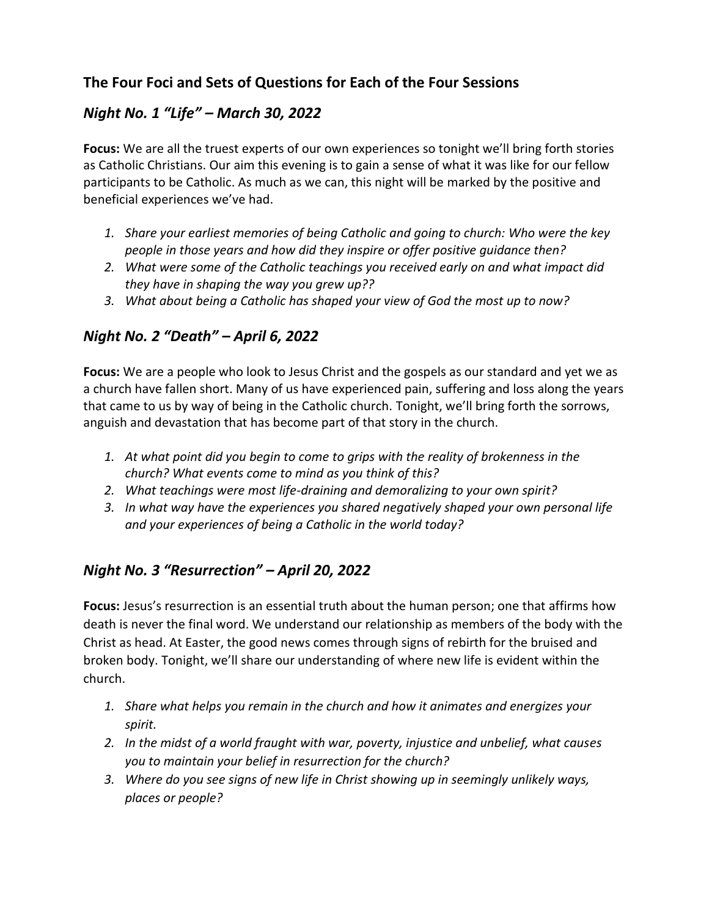## The Four Foci and Sets of Questions for Each of the Four Sessions

### *Night No. 1 "Life" – March 30, 2022*

**Focus:** We are all the truest experts of our own experiences so tonight we'll bring forth stories as Catholic Christians. Our aim this evening is to gain a sense of what it was like for our fellow participants to be Catholic. As much as we can, this night will be marked by the positive and beneficial experiences we've had.

1. *Share your earliest memories of being Catholic and going to church: Who were the key people in those years and how did they inspire or offer positive guidance then?*
2. *What were some of the Catholic teachings you received early on and what impact did they have in shaping the way you grew up??*
3. *What about being a Catholic has shaped your view of God the most up to now?*

### *Night No. 2 "Death" – April 6, 2022*

**Focus:** We are a people who look to Jesus Christ and the gospels as our standard and yet we as a church have fallen short. Many of us have experienced pain, suffering and loss along the years that came to us by way of being in the Catholic church. Tonight, we'll bring forth the sorrows, anguish and devastation that has become part of that story in the church.

1. *At what point did you begin to come to grips with the reality of brokenness in the church? What events come to mind as you think of this?*
2. *What teachings were most life-draining and demoralizing to your own spirit?*
3. *In what way have the experiences you shared negatively shaped your own personal life and your experiences of being a Catholic in the world today?*

### *Night No. 3 "Resurrection" – April 20, 2022*

**Focus:** Jesus's resurrection is an essential truth about the human person; one that affirms how death is never the final word. We understand our relationship as members of the body with the Christ as head. At Easter, the good news comes through signs of rebirth for the bruised and broken body. Tonight, we'll share our understanding of where new life is evident within the church.

1. *Share what helps you remain in the church and how it animates and energizes your spirit.*
2. *In the midst of a world fraught with war, poverty, injustice and unbelief, what causes you to maintain your belief in resurrection for the church?*
3. *Where do you see signs of new life in Christ showing up in seemingly unlikely ways, places or people?*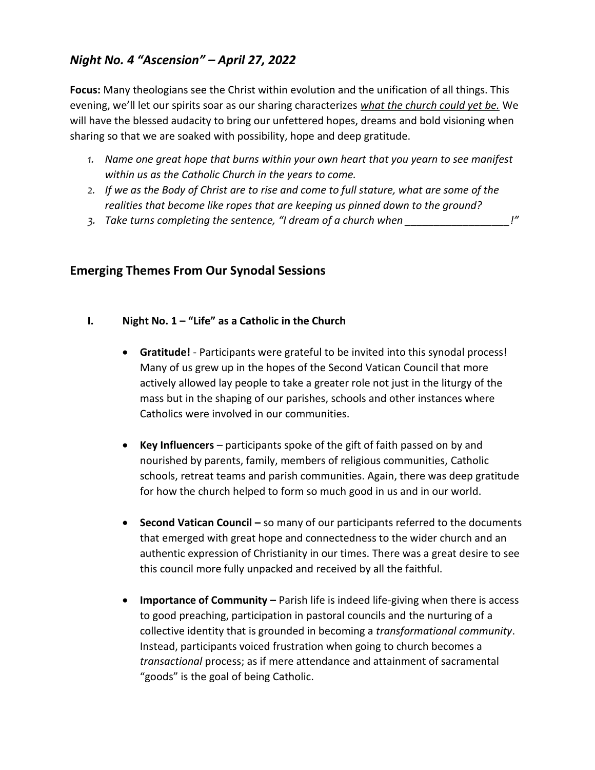## *Night No. 4 "Ascension" – April 27, 2022*

**Focus:** Many theologians see the Christ within evolution and the unification of all things. This evening, we'll let our spirits soar as our sharing characterizes ***what the church could yet be.*** We will have the blessed audacity to bring our unfettered hopes, dreams and bold visioning when sharing so that we are soaked with possibility, hope and deep gratitude.

1. *Name one great hope that burns within your own heart that you yearn to see manifest within us as the Catholic Church in the years to come.*
2. *If we as the Body of Christ are to rise and come to full stature, what are some of the realities that become like ropes that are keeping us pinned down to the ground?*
3. *Take turns completing the sentence, "I dream of a church when \_\_\_\_\_\_\_\_\_\_\_\_\_\_\_\_\_\_!"*

## Emerging Themes From Our Synodal Sessions

### I. Night No. 1 – "Life" as a Catholic in the Church

- **Gratitude!** - Participants were grateful to be invited into this synodal process! Many of us grew up in the hopes of the Second Vatican Council that more actively allowed lay people to take a greater role not just in the liturgy of the mass but in the shaping of our parishes, schools and other instances where Catholics were involved in our communities.

- **Key Influencers** – participants spoke of the gift of faith passed on by and nourished by parents, family, members of religious communities, Catholic schools, retreat teams and parish communities. Again, there was deep gratitude for how the church helped to form so much good in us and in our world.

- **Second Vatican Council –** so many of our participants referred to the documents that emerged with great hope and connectedness to the wider church and an authentic expression of Christianity in our times. There was a great desire to see this council more fully unpacked and received by all the faithful.

- **Importance of Community –** Parish life is indeed life-giving when there is access to good preaching, participation in pastoral councils and the nurturing of a collective identity that is grounded in becoming a *transformational community*. Instead, participants voiced frustration when going to church becomes a *transactional* process; as if mere attendance and attainment of sacramental "goods" is the goal of being Catholic.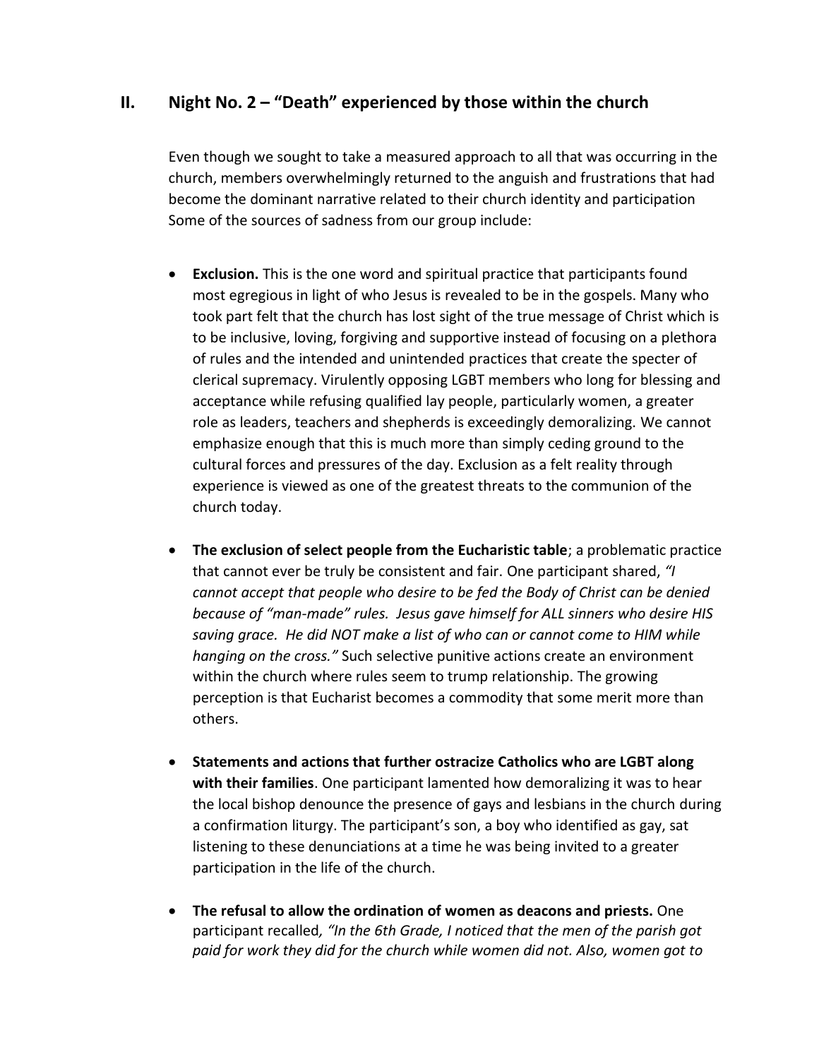## II. Night No. 2 – "Death" experienced by those within the church

Even though we sought to take a measured approach to all that was occurring in the church, members overwhelmingly returned to the anguish and frustrations that had become the dominant narrative related to their church identity and participation Some of the sources of sadness from our group include:

- **Exclusion.** This is the one word and spiritual practice that participants found most egregious in light of who Jesus is revealed to be in the gospels. Many who took part felt that the church has lost sight of the true message of Christ which is to be inclusive, loving, forgiving and supportive instead of focusing on a plethora of rules and the intended and unintended practices that create the specter of clerical supremacy. Virulently opposing LGBT members who long for blessing and acceptance while refusing qualified lay people, particularly women, a greater role as leaders, teachers and shepherds is exceedingly demoralizing. We cannot emphasize enough that this is much more than simply ceding ground to the cultural forces and pressures of the day. Exclusion as a felt reality through experience is viewed as one of the greatest threats to the communion of the church today.

- **The exclusion of select people from the Eucharistic table**; a problematic practice that cannot ever be truly be consistent and fair. One participant shared, *"I cannot accept that people who desire to be fed the Body of Christ can be denied because of "man-made" rules. Jesus gave himself for ALL sinners who desire HIS saving grace. He did NOT make a list of who can or cannot come to HIM while hanging on the cross."* Such selective punitive actions create an environment within the church where rules seem to trump relationship. The growing perception is that Eucharist becomes a commodity that some merit more than others.

- **Statements and actions that further ostracize Catholics who are LGBT along with their families**. One participant lamented how demoralizing it was to hear the local bishop denounce the presence of gays and lesbians in the church during a confirmation liturgy. The participant's son, a boy who identified as gay, sat listening to these denunciations at a time he was being invited to a greater participation in the life of the church.

- **The refusal to allow the ordination of women as deacons and priests.** One participant recalled, *"In the 6th Grade, I noticed that the men of the parish got paid for work they did for the church while women did not. Also, women got to*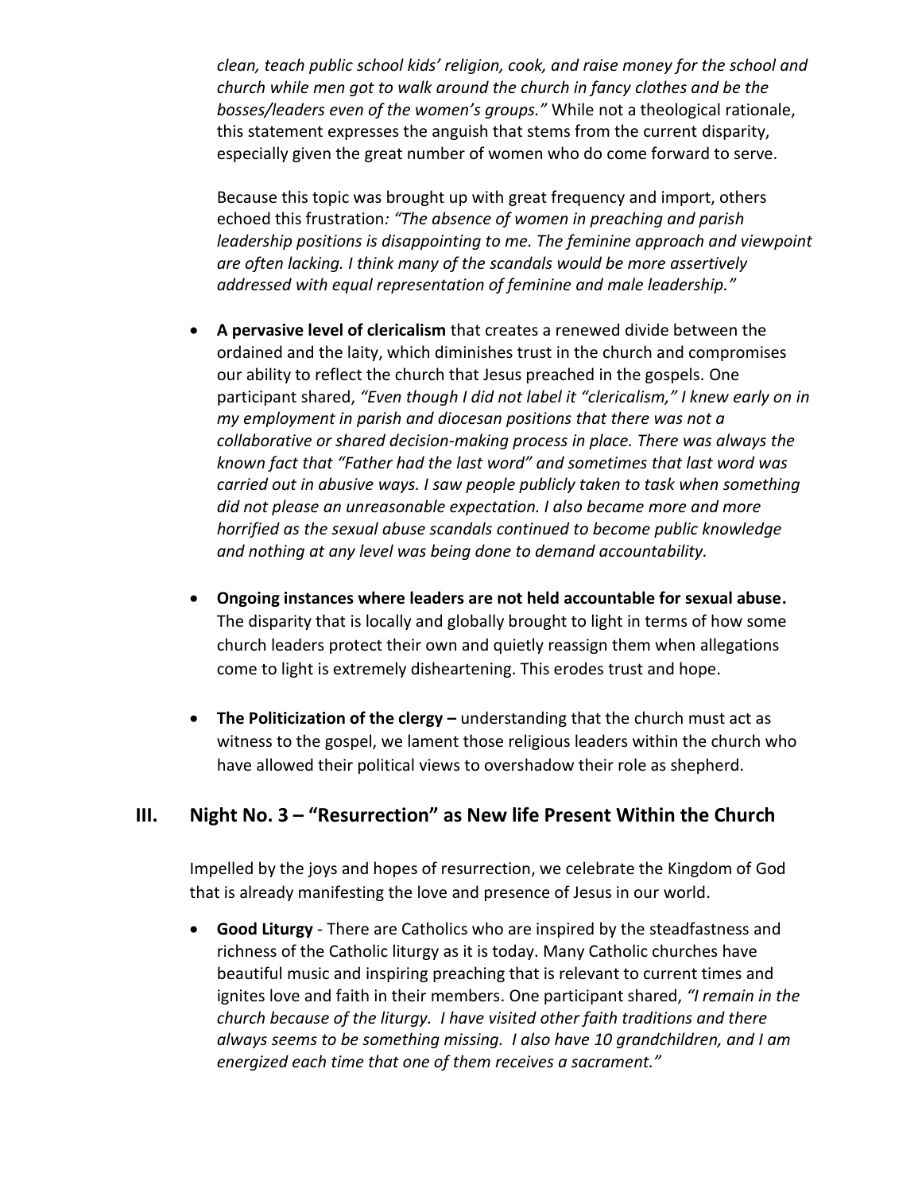*clean, teach public school kids' religion, cook, and raise money for the school and church while men got to walk around the church in fancy clothes and be the bosses/leaders even of the women's groups."* While not a theological rationale, this statement expresses the anguish that stems from the current disparity, especially given the great number of women who do come forward to serve.

Because this topic was brought up with great frequency and import, others echoed this frustration*: "The absence of women in preaching and parish leadership positions is disappointing to me. The feminine approach and viewpoint are often lacking. I think many of the scandals would be more assertively addressed with equal representation of feminine and male leadership."*

- **A pervasive level of clericalism** that creates a renewed divide between the ordained and the laity, which diminishes trust in the church and compromises our ability to reflect the church that Jesus preached in the gospels. One participant shared, *"Even though I did not label it "clericalism," I knew early on in my employment in parish and diocesan positions that there was not a collaborative or shared decision-making process in place. There was always the known fact that "Father had the last word" and sometimes that last word was carried out in abusive ways. I saw people publicly taken to task when something did not please an unreasonable expectation. I also became more and more horrified as the sexual abuse scandals continued to become public knowledge and nothing at any level was being done to demand accountability.*

- **Ongoing instances where leaders are not held accountable for sexual abuse.** The disparity that is locally and globally brought to light in terms of how some church leaders protect their own and quietly reassign them when allegations come to light is extremely disheartening. This erodes trust and hope.

- **The Politicization of the clergy –** understanding that the church must act as witness to the gospel, we lament those religious leaders within the church who have allowed their political views to overshadow their role as shepherd.

## III. Night No. 3 – "Resurrection" as New life Present Within the Church

Impelled by the joys and hopes of resurrection, we celebrate the Kingdom of God that is already manifesting the love and presence of Jesus in our world.

- **Good Liturgy** - There are Catholics who are inspired by the steadfastness and richness of the Catholic liturgy as it is today. Many Catholic churches have beautiful music and inspiring preaching that is relevant to current times and ignites love and faith in their members. One participant shared, *"I remain in the church because of the liturgy. I have visited other faith traditions and there always seems to be something missing. I also have 10 grandchildren, and I am energized each time that one of them receives a sacrament."*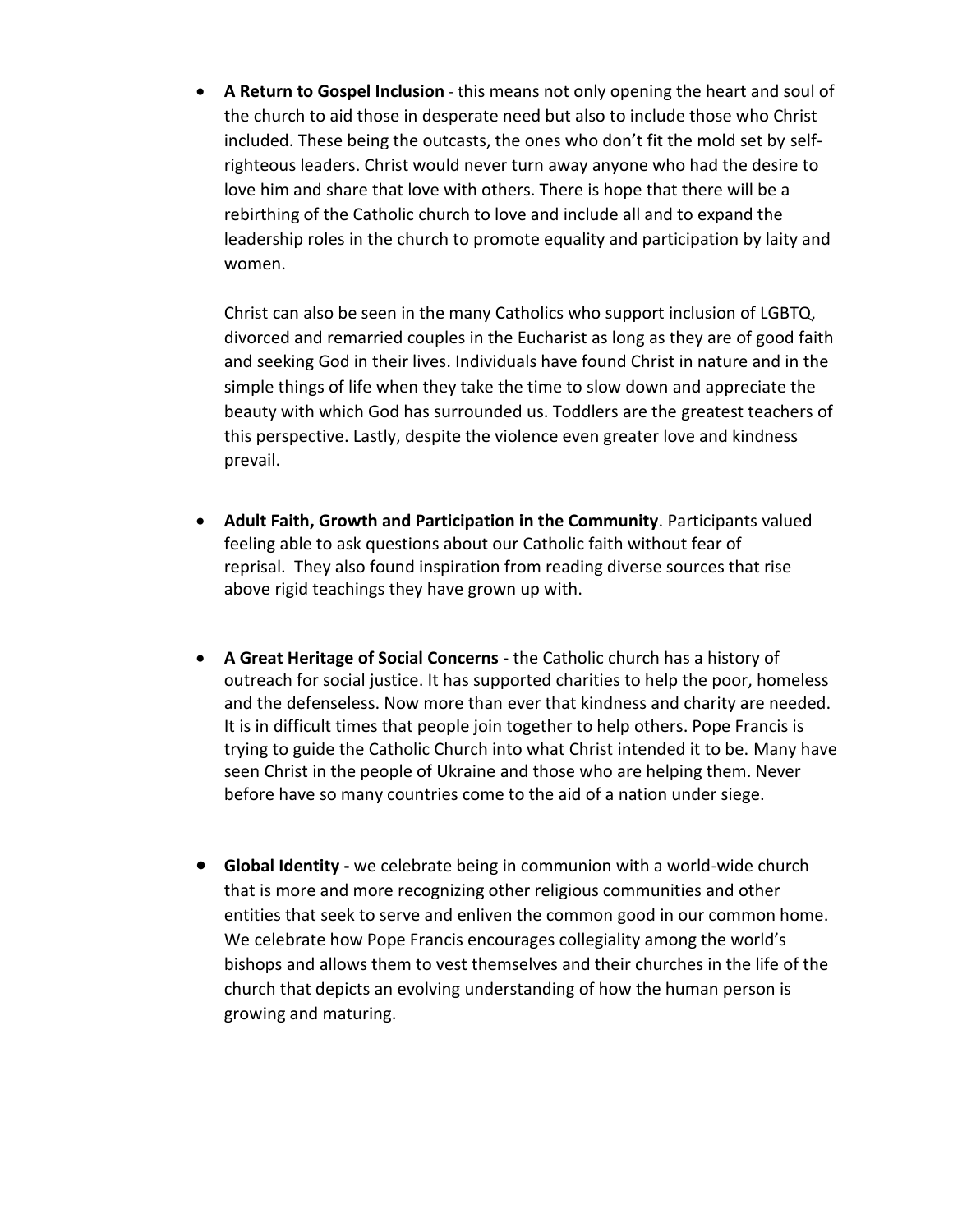- **A Return to Gospel Inclusion** - this means not only opening the heart and soul of the church to aid those in desperate need but also to include those who Christ included. These being the outcasts, the ones who don't fit the mold set by self-righteous leaders. Christ would never turn away anyone who had the desire to love him and share that love with others. There is hope that there will be a rebirthing of the Catholic church to love and include all and to expand the leadership roles in the church to promote equality and participation by laity and women.

  Christ can also be seen in the many Catholics who support inclusion of LGBTQ, divorced and remarried couples in the Eucharist as long as they are of good faith and seeking God in their lives. Individuals have found Christ in nature and in the simple things of life when they take the time to slow down and appreciate the beauty with which God has surrounded us. Toddlers are the greatest teachers of this perspective. Lastly, despite the violence even greater love and kindness prevail.

- **Adult Faith, Growth and Participation in the Community**. Participants valued feeling able to ask questions about our Catholic faith without fear of reprisal. They also found inspiration from reading diverse sources that rise above rigid teachings they have grown up with.

- **A Great Heritage of Social Concerns** - the Catholic church has a history of outreach for social justice. It has supported charities to help the poor, homeless and the defenseless. Now more than ever that kindness and charity are needed. It is in difficult times that people join together to help others. Pope Francis is trying to guide the Catholic Church into what Christ intended it to be. Many have seen Christ in the people of Ukraine and those who are helping them. Never before have so many countries come to the aid of a nation under siege.

- **Global Identity -** we celebrate being in communion with a world-wide church that is more and more recognizing other religious communities and other entities that seek to serve and enliven the common good in our common home. We celebrate how Pope Francis encourages collegiality among the world's bishops and allows them to vest themselves and their churches in the life of the church that depicts an evolving understanding of how the human person is growing and maturing.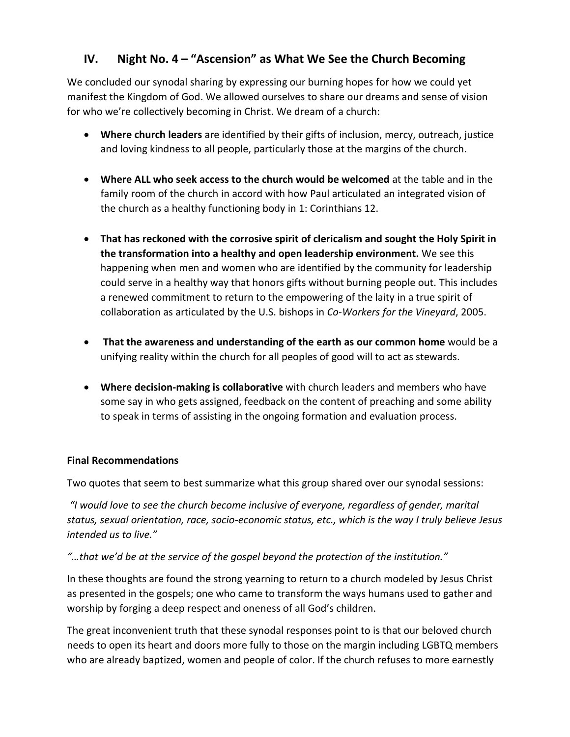## IV. Night No. 4 – "Ascension" as What We See the Church Becoming

We concluded our synodal sharing by expressing our burning hopes for how we could yet manifest the Kingdom of God. We allowed ourselves to share our dreams and sense of vision for who we're collectively becoming in Christ. We dream of a church:

- **Where church leaders** are identified by their gifts of inclusion, mercy, outreach, justice and loving kindness to all people, particularly those at the margins of the church.
- **Where ALL who seek access to the church would be welcomed** at the table and in the family room of the church in accord with how Paul articulated an integrated vision of the church as a healthy functioning body in 1: Corinthians 12.
- **That has reckoned with the corrosive spirit of clericalism and sought the Holy Spirit in the transformation into a healthy and open leadership environment.** We see this happening when men and women who are identified by the community for leadership could serve in a healthy way that honors gifts without burning people out. This includes a renewed commitment to return to the empowering of the laity in a true spirit of collaboration as articulated by the U.S. bishops in *Co-Workers for the Vineyard*, 2005.
- **That the awareness and understanding of the earth as our common home** would be a unifying reality within the church for all peoples of good will to act as stewards.
- **Where decision-making is collaborative** with church leaders and members who have some say in who gets assigned, feedback on the content of preaching and some ability to speak in terms of assisting in the ongoing formation and evaluation process.

**Final Recommendations**

Two quotes that seem to best summarize what this group shared over our synodal sessions:

*"I would love to see the church become inclusive of everyone, regardless of gender, marital status, sexual orientation, race, socio-economic status, etc., which is the way I truly believe Jesus intended us to live."*

*"…that we'd be at the service of the gospel beyond the protection of the institution."*

In these thoughts are found the strong yearning to return to a church modeled by Jesus Christ as presented in the gospels; one who came to transform the ways humans used to gather and worship by forging a deep respect and oneness of all God's children.

The great inconvenient truth that these synodal responses point to is that our beloved church needs to open its heart and doors more fully to those on the margin including LGBTQ members who are already baptized, women and people of color. If the church refuses to more earnestly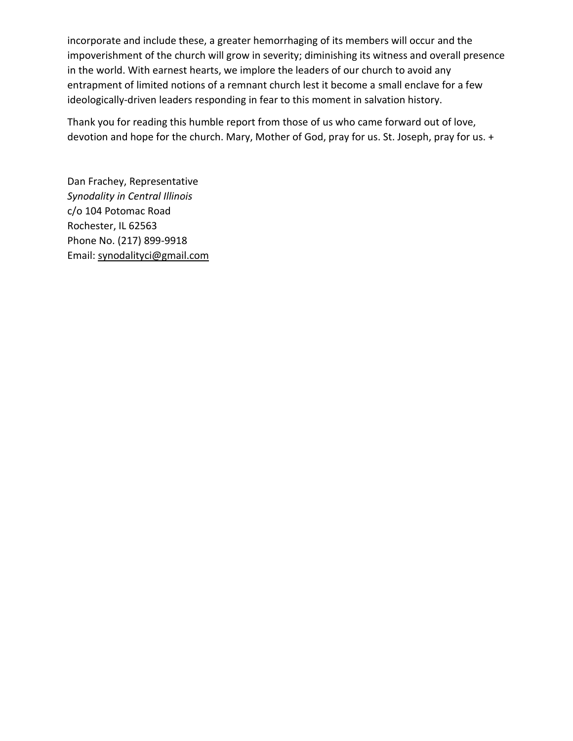incorporate and include these, a greater hemorrhaging of its members will occur and the impoverishment of the church will grow in severity; diminishing its witness and overall presence in the world. With earnest hearts, we implore the leaders of our church to avoid any entrapment of limited notions of a remnant church lest it become a small enclave for a few ideologically-driven leaders responding in fear to this moment in salvation history.

Thank you for reading this humble report from those of us who came forward out of love, devotion and hope for the church. Mary, Mother of God, pray for us. St. Joseph, pray for us. +

Dan Frachey, Representative
*Synodality in Central Illinois*
c/o 104 Potomac Road
Rochester, IL 62563
Phone No. (217) 899-9918
Email: synodalityci@gmail.com